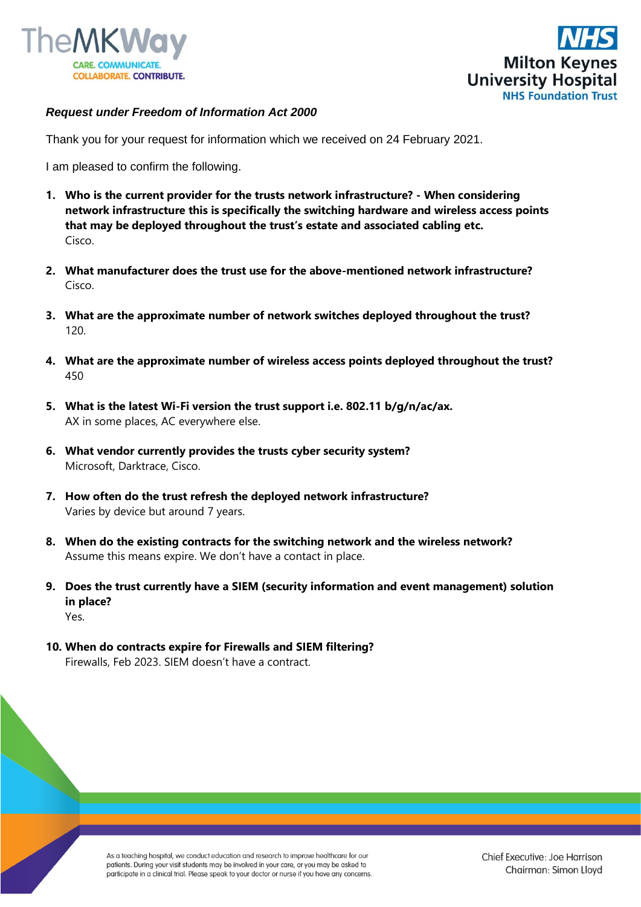*Request under Freedom of Information Act 2000*

Thank you for your request for information which we received on 24 February 2021.

I am pleased to confirm the following.

1. **Who is the current provider for the trusts network infrastructure? - When considering network infrastructure this is specifically the switching hardware and wireless access points that may be deployed throughout the trust's estate and associated cabling etc.**
   Cisco.

2. **What manufacturer does the trust use for the above-mentioned network infrastructure?**
   Cisco.

3. **What are the approximate number of network switches deployed throughout the trust?**
   120.

4. **What are the approximate number of wireless access points deployed throughout the trust?**
   450

5. **What is the latest Wi-Fi version the trust support i.e. 802.11 b/g/n/ac/ax.**
   AX in some places, AC everywhere else.

6. **What vendor currently provides the trusts cyber security system?**
   Microsoft, Darktrace, Cisco.

7. **How often do the trust refresh the deployed network infrastructure?**
   Varies by device but around 7 years.

8. **When do the existing contracts for the switching network and the wireless network?**
   Assume this means expire. We don't have a contact in place.

9. **Does the trust currently have a SIEM (security information and event management) solution in place?**
   Yes.

10. **When do contracts expire for Firewalls and SIEM filtering?**
    Firewalls, Feb 2023. SIEM doesn't have a contract.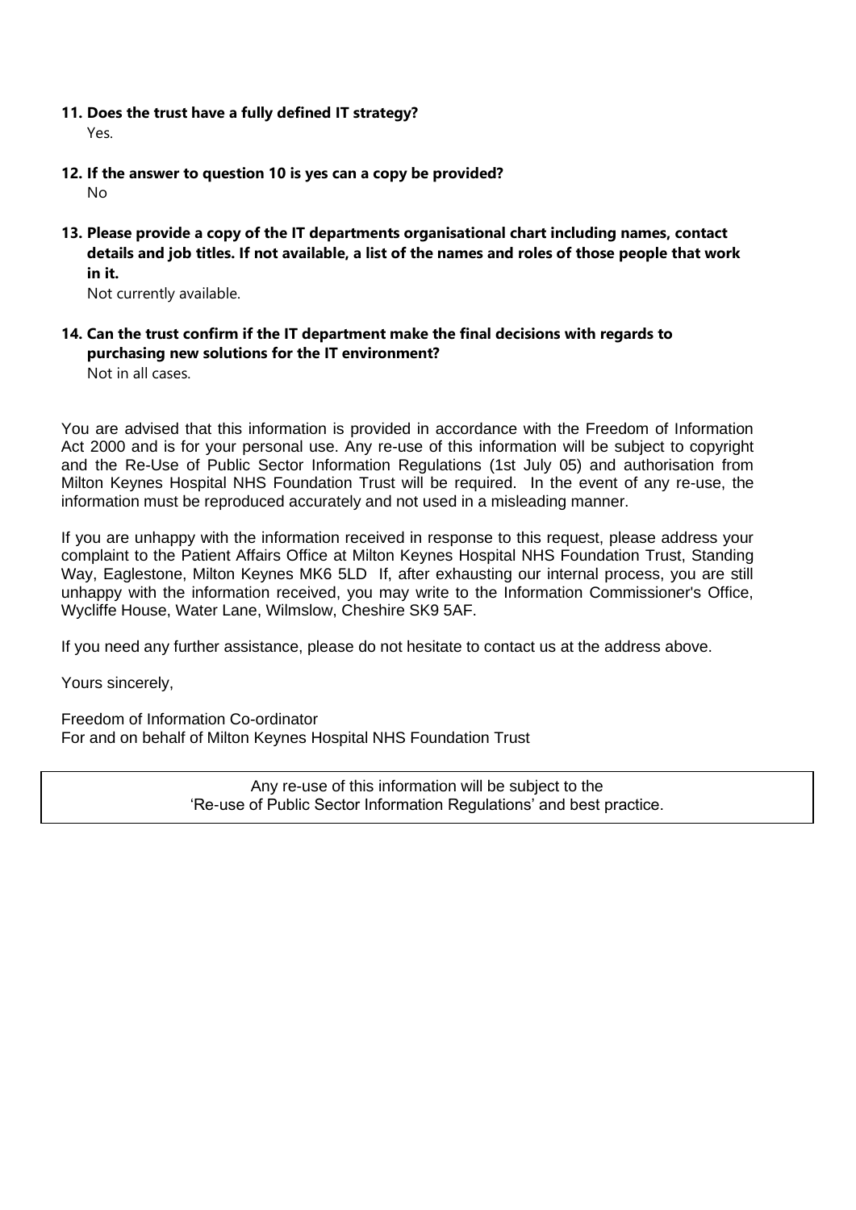**11. Does the trust have a fully defined IT strategy?**
Yes.

**12. If the answer to question 10 is yes can a copy be provided?**
No

**13. Please provide a copy of the IT departments organisational chart including names, contact details and job titles. If not available, a list of the names and roles of those people that work in it.**
Not currently available.

**14. Can the trust confirm if the IT department make the final decisions with regards to purchasing new solutions for the IT environment?**
Not in all cases.

You are advised that this information is provided in accordance with the Freedom of Information Act 2000 and is for your personal use. Any re-use of this information will be subject to copyright and the Re-Use of Public Sector Information Regulations (1st July 05) and authorisation from Milton Keynes Hospital NHS Foundation Trust will be required. In the event of any re-use, the information must be reproduced accurately and not used in a misleading manner.

If you are unhappy with the information received in response to this request, please address your complaint to the Patient Affairs Office at Milton Keynes Hospital NHS Foundation Trust, Standing Way, Eaglestone, Milton Keynes MK6 5LD If, after exhausting our internal process, you are still unhappy with the information received, you may write to the Information Commissioner's Office, Wycliffe House, Water Lane, Wilmslow, Cheshire SK9 5AF.

If you need any further assistance, please do not hesitate to contact us at the address above.

Yours sincerely,

Freedom of Information Co-ordinator
For and on behalf of Milton Keynes Hospital NHS Foundation Trust

Any re-use of this information will be subject to the
'Re-use of Public Sector Information Regulations' and best practice.